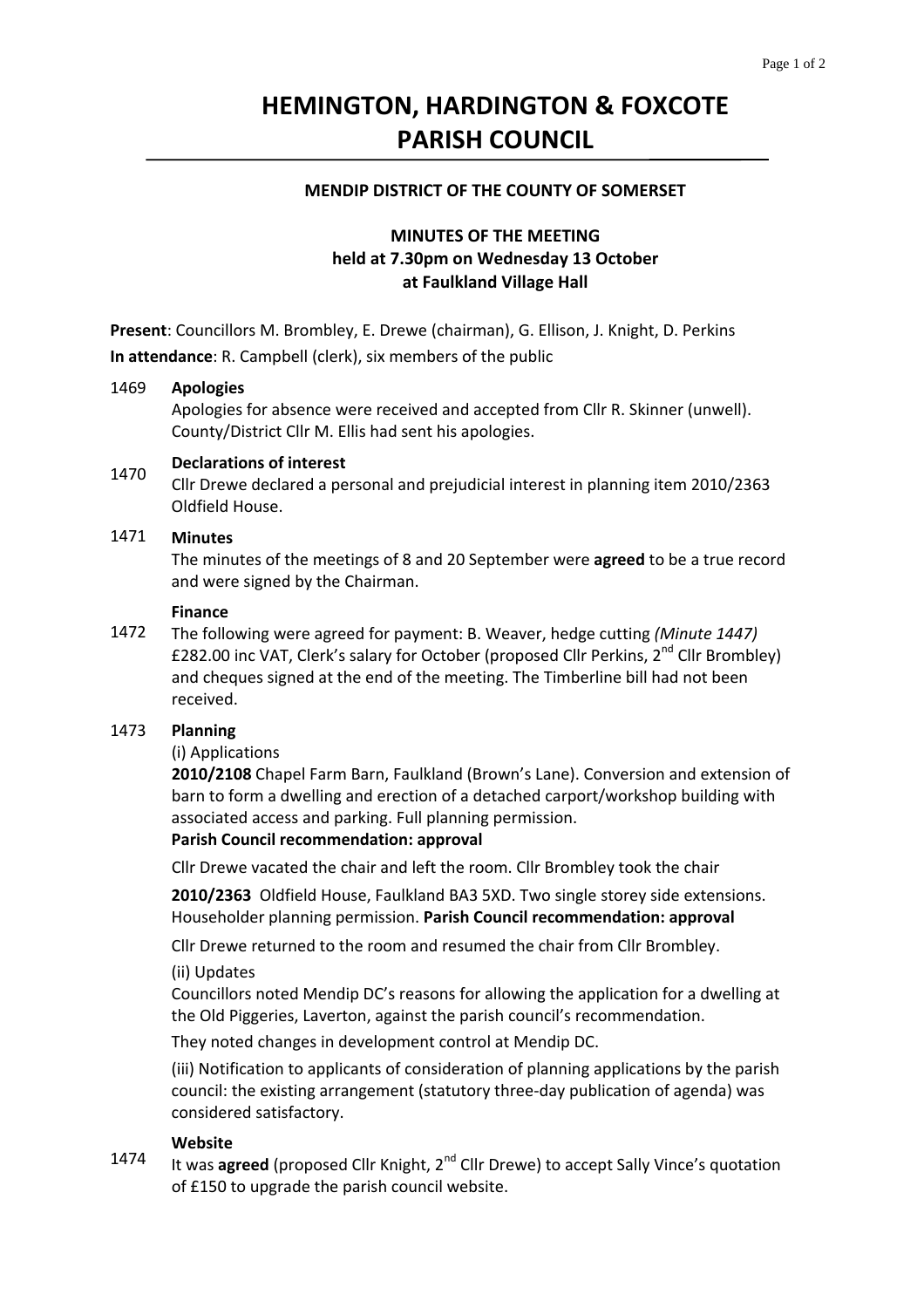# HEMINGTON, HARDINGTON & FOXCOTE PARISH COUNCIL

### MENDIP DISTRICT OF THE COUNTY OF SOMERSET

### MINUTES OF THE MEETING held at 7.30pm on Wednesday 13 October at Faulkland Village Hall

**Present**: Councillors M. Brombley, E. Drewe (chairman), G. Ellison, J. Knight, D. Perkins

**In attendance**: R. Campbell (clerk), six members of the public

1469 **Apologies**

Apologies for absence were received and accepted from Cllr R. Skinner (unwell). County/District Cllr M. Ellis had sent his apologies.

1470 **Declarations of interest**

Cllr Drewe declared a personal and prejudicial interest in planning item 2010/2363 Oldfield House.

1471 **Minutes**

The minutes of the meetings of 8 and 20 September were **agreed** to be a true record and were signed by the Chairman.

1472 **Finance**

The following were agreed for payment: B. Weaver, hedge cutting *(Minute 1447)* £282.00 inc VAT, Clerk's salary for October (proposed Cllr Perkins, 2nd Cllr Brombley) and cheques signed at the end of the meeting. The Timberline bill had not been received.

1473 **Planning**

(i) Applications

**2010/2108** Chapel Farm Barn, Faulkland (Brown's Lane). Conversion and extension of barn to form a dwelling and erection of a detached carport/workshop building with associated access and parking. Full planning permission.

**Parish Council recommendation: approval**

Cllr Drewe vacated the chair and left the room. Cllr Brombley took the chair

**2010/2363** Oldfield House, Faulkland BA3 5XD. Two single storey side extensions. Householder planning permission. **Parish Council recommendation: approval**

Cllr Drewe returned to the room and resumed the chair from Cllr Brombley.

(ii) Updates

Councillors noted Mendip DC's reasons for allowing the application for a dwelling at the Old Piggeries, Laverton, against the parish council's recommendation.

They noted changes in development control at Mendip DC.

(iii) Notification to applicants of consideration of planning applications by the parish council: the existing arrangement (statutory three-day publication of agenda) was considered satisfactory.

1474 **Website**

It was **agreed** (proposed Cllr Knight, 2nd Cllr Drewe) to accept Sally Vince's quotation of £150 to upgrade the parish council website.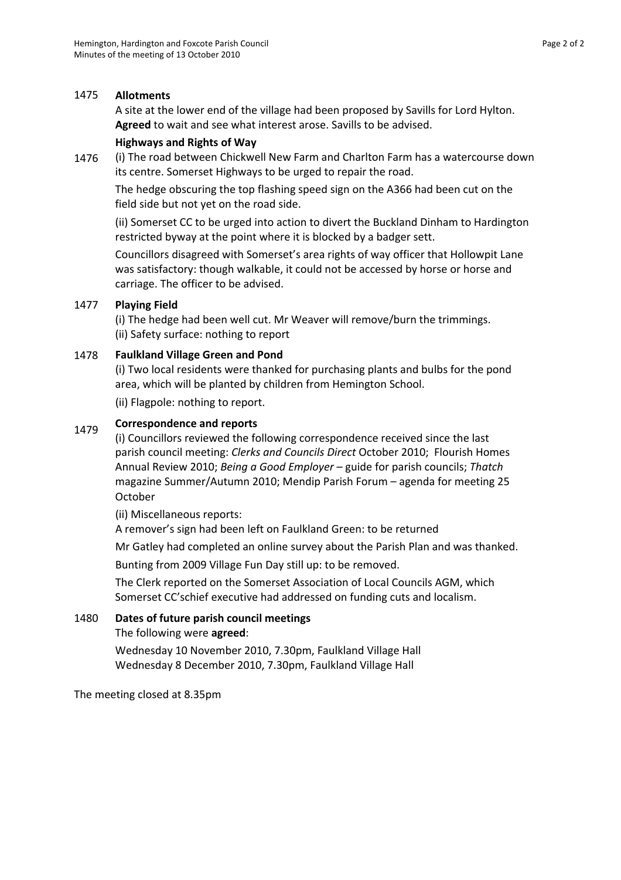1475 **Allotments**

A site at the lower end of the village had been proposed by Savills for Lord Hylton. **Agreed** to wait and see what interest arose. Savills to be advised.

1476 **Highways and Rights of Way**

(i) The road between Chickwell New Farm and Charlton Farm has a watercourse down its centre. Somerset Highways to be urged to repair the road.

The hedge obscuring the top flashing speed sign on the A366 had been cut on the field side but not yet on the road side.

(ii) Somerset CC to be urged into action to divert the Buckland Dinham to Hardington restricted byway at the point where it is blocked by a badger sett.

Councillors disagreed with Somerset's area rights of way officer that Hollowpit Lane was satisfactory: though walkable, it could not be accessed by horse or horse and carriage. The officer to be advised.

1477 **Playing Field**

(i) The hedge had been well cut. Mr Weaver will remove/burn the trimmings.
(ii) Safety surface: nothing to report

1478 **Faulkland Village Green and Pond**

(i) Two local residents were thanked for purchasing plants and bulbs for the pond area, which will be planted by children from Hemington School.

(ii) Flagpole: nothing to report.

1479 **Correspondence and reports**

(i) Councillors reviewed the following correspondence received since the last parish council meeting: *Clerks and Councils Direct* October 2010; Flourish Homes Annual Review 2010; *Being a Good Employer* – guide for parish councils; *Thatch* magazine Summer/Autumn 2010; Mendip Parish Forum – agenda for meeting 25 October

(ii) Miscellaneous reports:

A remover's sign had been left on Faulkland Green: to be returned

Mr Gatley had completed an online survey about the Parish Plan and was thanked.

Bunting from 2009 Village Fun Day still up: to be removed.

The Clerk reported on the Somerset Association of Local Councils AGM, which Somerset CC'schief executive had addressed on funding cuts and localism.

1480 **Dates of future parish council meetings**

The following were **agreed**:

Wednesday 10 November 2010, 7.30pm, Faulkland Village Hall
Wednesday 8 December 2010, 7.30pm, Faulkland Village Hall

The meeting closed at 8.35pm